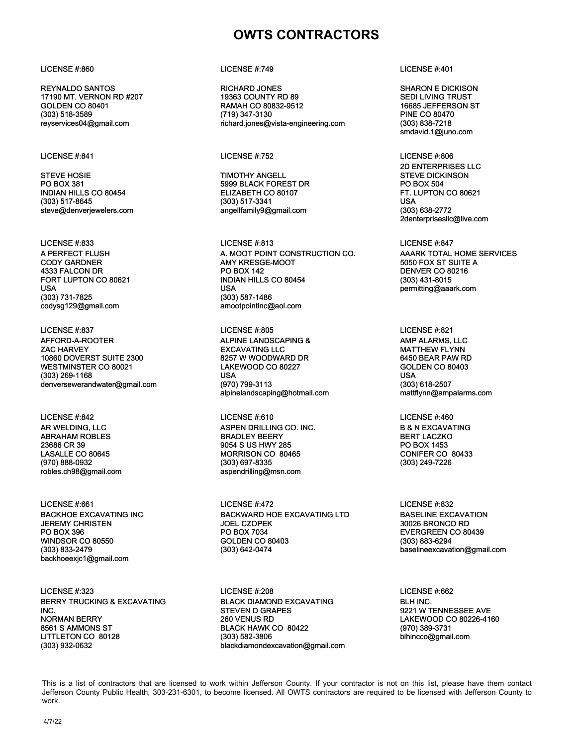# OWTS CONTRACTORS

LICENSE #:860

REYNALDO SANTOS
17190 MT. VERNON RD #207
GOLDEN CO 80401
(303) 518-3589
reyservices04@gmail.com

LICENSE #:749

RICHARD JONES
19363 COUNTY RD 89
RAMAH CO 80832-9512
(719) 347-3130
richard.jones@vista-engineering.com

LICENSE #:401

SHARON E DICKISON
SEDI LIVING TRUST
16685 JEFFERSON ST
PINE CO 80470
(303) 838-7218
smdavid.1@juno.com

LICENSE #:841

STEVE HOSIE
PO BOX 381
INDIAN HILLS CO 80454
(303) 517-8645
steve@denverjewelers.com

LICENSE #:752

TIMOTHY ANGELL
5999 BLACK FOREST DR
ELIZABETH CO 80107
(303) 517-3341
angellfamily9@gmail.com

LICENSE #:806

2D ENTERPRISES LLC
STEVE DICKINSON
PO BOX 504
FT. LUPTON CO 80621
USA
(303) 638-2772
2denterprisesllc@live.com

LICENSE #:833

A PERFECT FLUSH
CODY GARDNER
4333 FALCON DR
FORT LUPTON CO 80621
USA
(303) 731-7825
codysg129@gmail.com

LICENSE #:813

A. MOOT POINT CONSTRUCTION CO.
AMY KRESGE-MOOT
PO BOX 142
INDIAN HILLS CO 80454
USA
(303) 587-1486
amootpointinc@aol.com

LICENSE #:847

AAARK TOTAL HOME SERVICES
5050 FOX ST SUITE A
DENVER CO 80216
(303) 431-8015
permitting@aaark.com

LICENSE #:837

AFFORD-A-ROOTER
ZAC HARVEY
10860 DOVERST SUITE 2300
WESTMINSTER CO 80021
(303) 269-1168
denversewerandwater@gmail.com

LICENSE #:805

ALPINE LANDSCAPING & EXCAVATING LLC
8257 W WOODWARD DR
LAKEWOOD CO 80227
USA
(970) 799-3113
alpinelandscaping@hotmail.com

LICENSE #:821

AMP ALARMS, LLC
MATTHEW FLYNN
6450 BEAR PAW RD
GOLDEN CO 80403
USA
(303) 618-2507
mattflynn@ampalarms.com

LICENSE #:842

AR WELDING, LLC
ABRAHAM ROBLES
23686 CR 39
LASALLE CO 80645
(970) 888-0932
robles.ch98@gmail.com

LICENSE #:610

ASPEN DRILLING CO. INC.
BRADLEY BEERY
9054 S US HWY 285
MORRISON CO 80465
(303) 697-8335
aspendrilling@msn.com

LICENSE #:460

B & N EXCAVATING
BERT LACZKO
PO BOX 1453
CONIFER CO 80433
(303) 249-7226

LICENSE #:661

BACKHOE EXCAVATING INC
JEREMY CHRISTEN
PO BOX 396
WINDSOR CO 80550
(303) 833-2479
backhoeexjc1@gmail.com

LICENSE #:472

BACKWARD HOE EXCAVATING LTD
JOEL CZOPEK
PO BOX 7034
GOLDEN CO 80403
(303) 642-0474

LICENSE #:832

BASELINE EXCAVATION
30026 BRONCO RD
EVERGREEN CO 80439
(303) 883-6294
baselineexcavation@gmail.com

LICENSE #:323

BERRY TRUCKING & EXCAVATING INC.
NORMAN BERRY
8561 S AMMONS ST
LITTLETON CO 80128
(303) 932-0632

LICENSE #:208

BLACK DIAMOND EXCAVATING
STEVEN D GRAPES
260 VENUS RD
BLACK HAWK CO 80422
(303) 582-3806
blackdiamondexcavation@gmail.com

LICENSE #:662

BLH INC.
9221 W TENNESSEE AVE
LAKEWOOD CO 80226-4160
(970) 389-3731
blhincco@gmail.com

This is a list of contractors that are licensed to work within Jefferson County. If your contractor is not on this list, please have them contact Jefferson County Public Health, 303-231-6301, to become licensed. All OWTS contractors are required to be licensed with Jefferson County to work.

4/7/22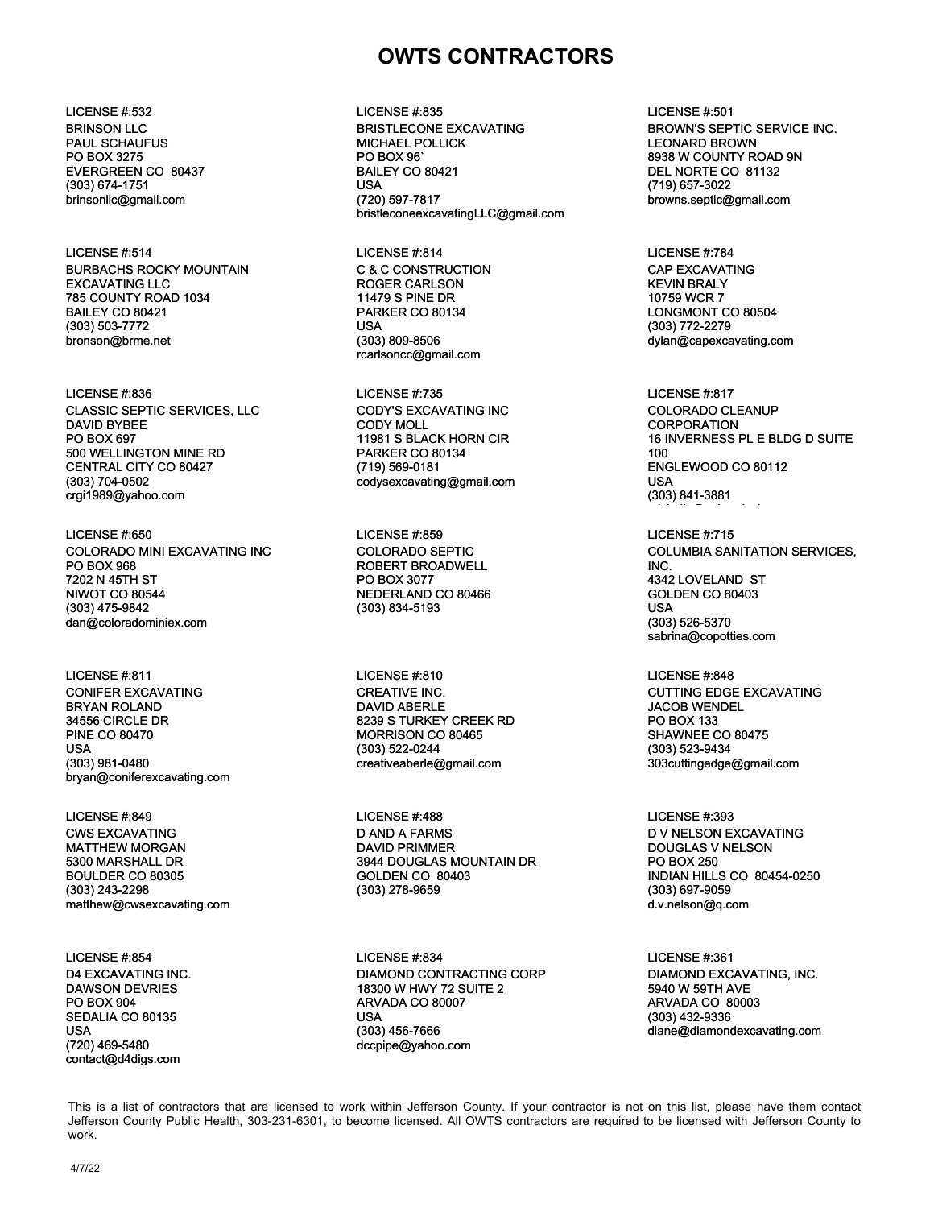# OWTS CONTRACTORS

LICENSE #:532
BRINSON LLC
PAUL SCHAUFUS
PO BOX 3275
EVERGREEN CO 80437
(303) 674-1751
brinsonllc@gmail.com

LICENSE #:835
BRISTLECONE EXCAVATING
MICHAEL POLLICK
PO BOX 96`
BAILEY CO 80421
USA
(720) 597-7817
bristleconeexcavatingLLC@gmail.com

LICENSE #:501
BROWN'S SEPTIC SERVICE INC.
LEONARD BROWN
8938 W COUNTY ROAD 9N
DEL NORTE CO 81132
(719) 657-3022
browns.septic@gmail.com

LICENSE #:514
BURBACHS ROCKY MOUNTAIN EXCAVATING LLC
785 COUNTY ROAD 1034
BAILEY CO 80421
(303) 503-7772
bronson@brme.net

LICENSE #:814
C & C CONSTRUCTION
ROGER CARLSON
11479 S PINE DR
PARKER CO 80134
USA
(303) 809-8506
rcarlsoncc@gmail.com

LICENSE #:784
CAP EXCAVATING
KEVIN BRALY
10759 WCR 7
LONGMONT CO 80504
(303) 772-2279
dylan@capexcavating.com

LICENSE #:836
CLASSIC SEPTIC SERVICES, LLC
DAVID BYBEE
PO BOX 697
500 WELLINGTON MINE RD
CENTRAL CITY CO 80427
(303) 704-0502
crgi1989@yahoo.com

LICENSE #:735
CODY'S EXCAVATING INC
CODY MOLL
11981 S BLACK HORN CIR
PARKER CO 80134
(719) 569-0181
codysexcavating@gmail.com

LICENSE #:817
COLORADO CLEANUP CORPORATION
16 INVERNESS PL E BLDG D SUITE 100
ENGLEWOOD CO 80112
USA
(303) 841-3881

LICENSE #:650
COLORADO MINI EXCAVATING INC
PO BOX 968
7202 N 45TH ST
NIWOT CO 80544
(303) 475-9842
dan@coloradominiex.com

LICENSE #:859
COLORADO SEPTIC
ROBERT BROADWELL
PO BOX 3077
NEDERLAND CO 80466
(303) 834-5193

LICENSE #:715
COLUMBIA SANITATION SERVICES, INC.
4342 LOVELAND ST
GOLDEN CO 80403
USA
(303) 526-5370
sabrina@copotties.com

LICENSE #:811
CONIFER EXCAVATING
BRYAN ROLAND
34556 CIRCLE DR
PINE CO 80470
USA
(303) 981-0480
bryan@coniferexcavating.com

LICENSE #:810
CREATIVE INC.
DAVID ABERLE
8239 S TURKEY CREEK RD
MORRISON CO 80465
(303) 522-0244
creativeaberle@gmail.com

LICENSE #:848
CUTTING EDGE EXCAVATING
JACOB WENDEL
PO BOX 133
SHAWNEE CO 80475
(303) 523-9434
303cuttingedge@gmail.com

LICENSE #:849
CWS EXCAVATING
MATTHEW MORGAN
5300 MARSHALL DR
BOULDER CO 80305
(303) 243-2298
matthew@cwsexcavating.com

LICENSE #:488
D AND A FARMS
DAVID PRIMMER
3944 DOUGLAS MOUNTAIN DR
GOLDEN CO 80403
(303) 278-9659

LICENSE #:393
D V NELSON EXCAVATING
DOUGLAS V NELSON
PO BOX 250
INDIAN HILLS CO 80454-0250
(303) 697-9059
d.v.nelson@q.com

LICENSE #:854
D4 EXCAVATING INC.
DAWSON DEVRIES
PO BOX 904
SEDALIA CO 80135
USA
(720) 469-5480
contact@d4digs.com

LICENSE #:834
DIAMOND CONTRACTING CORP
18300 W HWY 72 SUITE 2
ARVADA CO 80007
USA
(303) 456-7666
dccpipe@yahoo.com

LICENSE #:361
DIAMOND EXCAVATING, INC.
5940 W 59TH AVE
ARVADA CO 80003
(303) 432-9336
diane@diamondexcavating.com

This is a list of contractors that are licensed to work within Jefferson County. If your contractor is not on this list, please have them contact Jefferson County Public Health, 303-231-6301, to become licensed. All OWTS contractors are required to be licensed with Jefferson County to work.

4/7/22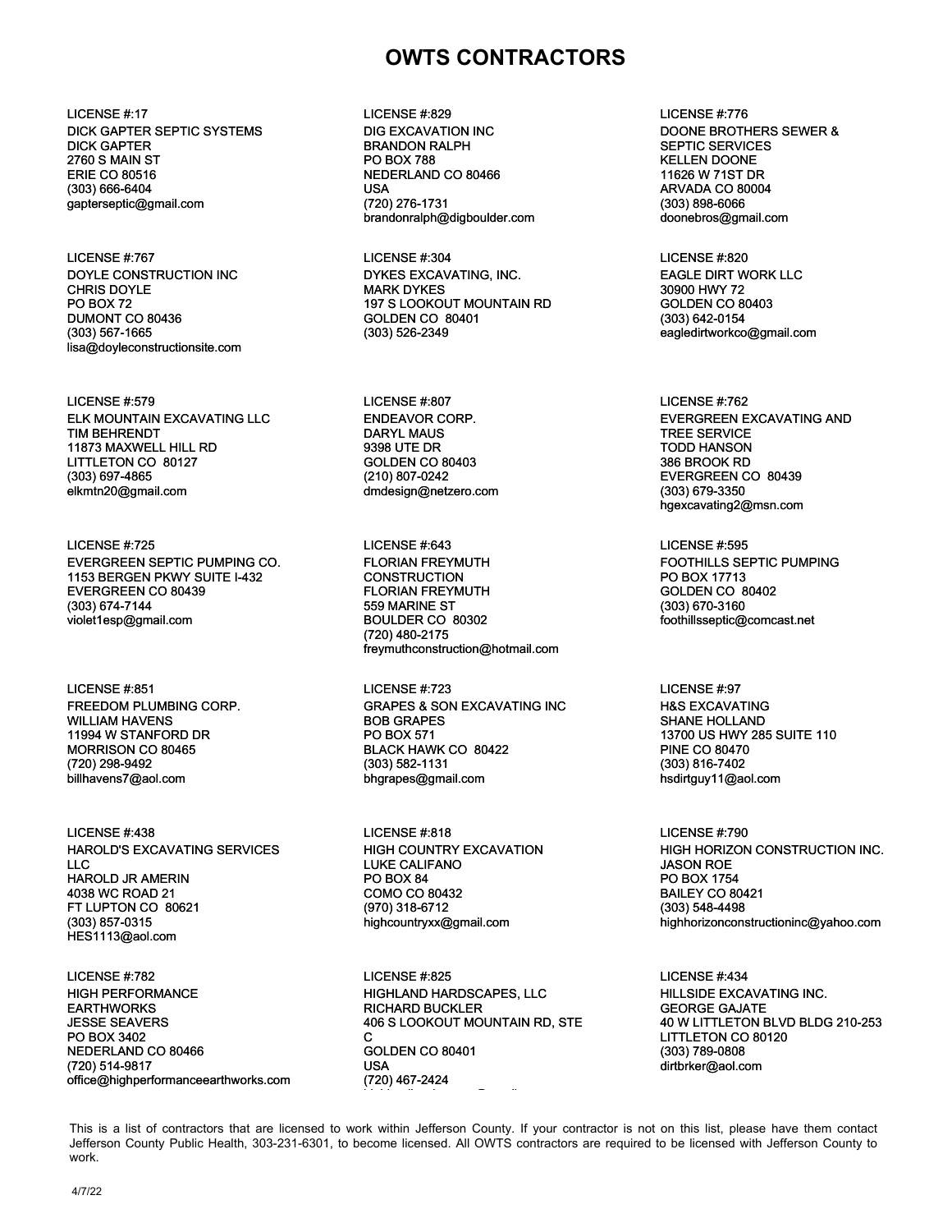# OWTS CONTRACTORS

LICENSE #:17
DICK GAPTER SEPTIC SYSTEMS
DICK GAPTER
2760 S MAIN ST
ERIE CO 80516
(303) 666-6404
gapterseptic@gmail.com

LICENSE #:829
DIG EXCAVATION INC
BRANDON RALPH
PO BOX 788
NEDERLAND CO 80466
USA
(720) 276-1731
brandonralph@digboulder.com

LICENSE #:776
DOONE BROTHERS SEWER & SEPTIC SERVICES
KELLEN DOONE
11626 W 71ST DR
ARVADA CO 80004
(303) 898-6066
doonebros@gmail.com

LICENSE #:767
DOYLE CONSTRUCTION INC
CHRIS DOYLE
PO BOX 72
DUMONT CO 80436
(303) 567-1665
lisa@doyleconstructionsite.com

LICENSE #:304
DYKES EXCAVATING, INC.
MARK DYKES
197 S LOOKOUT MOUNTAIN RD
GOLDEN CO 80401
(303) 526-2349

LICENSE #:820
EAGLE DIRT WORK LLC
30900 HWY 72
GOLDEN CO 80403
(303) 642-0154
eagledirtworkco@gmail.com

LICENSE #:579
ELK MOUNTAIN EXCAVATING LLC
TIM BEHRENDT
11873 MAXWELL HILL RD
LITTLETON CO 80127
(303) 697-4865
elkmtn20@gmail.com

LICENSE #:807
ENDEAVOR CORP.
DARYL MAUS
9398 UTE DR
GOLDEN CO 80403
(210) 807-0242
dmdesign@netzero.com

LICENSE #:762
EVERGREEN EXCAVATING AND TREE SERVICE
TODD HANSON
386 BROOK RD
EVERGREEN CO 80439
(303) 679-3350
hgexcavating2@msn.com

LICENSE #:725
EVERGREEN SEPTIC PUMPING CO.
1153 BERGEN PKWY SUITE I-432
EVERGREEN CO 80439
(303) 674-7144
violet1esp@gmail.com

LICENSE #:643
FLORIAN FREYMUTH CONSTRUCTION
FLORIAN FREYMUTH
559 MARINE ST
BOULDER CO 80302
(720) 480-2175
freymuthconstruction@hotmail.com

LICENSE #:595
FOOTHILLS SEPTIC PUMPING
PO BOX 17713
GOLDEN CO 80402
(303) 670-3160
foothillsseptic@comcast.net

LICENSE #:851
FREEDOM PLUMBING CORP.
WILLIAM HAVENS
11994 W STANFORD DR
MORRISON CO 80465
(720) 298-9492
billhavens7@aol.com

LICENSE #:723
GRAPES & SON EXCAVATING INC
BOB GRAPES
PO BOX 571
BLACK HAWK CO 80422
(303) 582-1131
bhgrapes@gmail.com

LICENSE #:97
H&S EXCAVATING
SHANE HOLLAND
13700 US HWY 285 SUITE 110
PINE CO 80470
(303) 816-7402
hsdirtguy11@aol.com

LICENSE #:438
HAROLD'S EXCAVATING SERVICES LLC
HAROLD JR AMERIN
4038 WC ROAD 21
FT LUPTON CO 80621
(303) 857-0315
HES1113@aol.com

LICENSE #:818
HIGH COUNTRY EXCAVATION
LUKE CALIFANO
PO BOX 84
COMO CO 80432
(970) 318-6712
highcountryxx@gmail.com

LICENSE #:790
HIGH HORIZON CONSTRUCTION INC.
JASON ROE
PO BOX 1754
BAILEY CO 80421
(303) 548-4498
highhorizonconstructioninc@yahoo.com

LICENSE #:782
HIGH PERFORMANCE EARTHWORKS
JESSE SEAVERS
PO BOX 3402
NEDERLAND CO 80466
(720) 514-9817
office@highperformanceearthworks.com

LICENSE #:825
HIGHLAND HARDSCAPES, LLC
RICHARD BUCKLER
406 S LOOKOUT MOUNTAIN RD, STE C
GOLDEN CO 80401
USA
(720) 467-2424

LICENSE #:434
HILLSIDE EXCAVATING INC.
GEORGE GAJATE
40 W LITTLETON BLVD BLDG 210-253
LITTLETON CO 80120
(303) 789-0808
dirtbrker@aol.com

This is a list of contractors that are licensed to work within Jefferson County. If your contractor is not on this list, please have them contact Jefferson County Public Health, 303-231-6301, to become licensed. All OWTS contractors are required to be licensed with Jefferson County to work.

4/7/22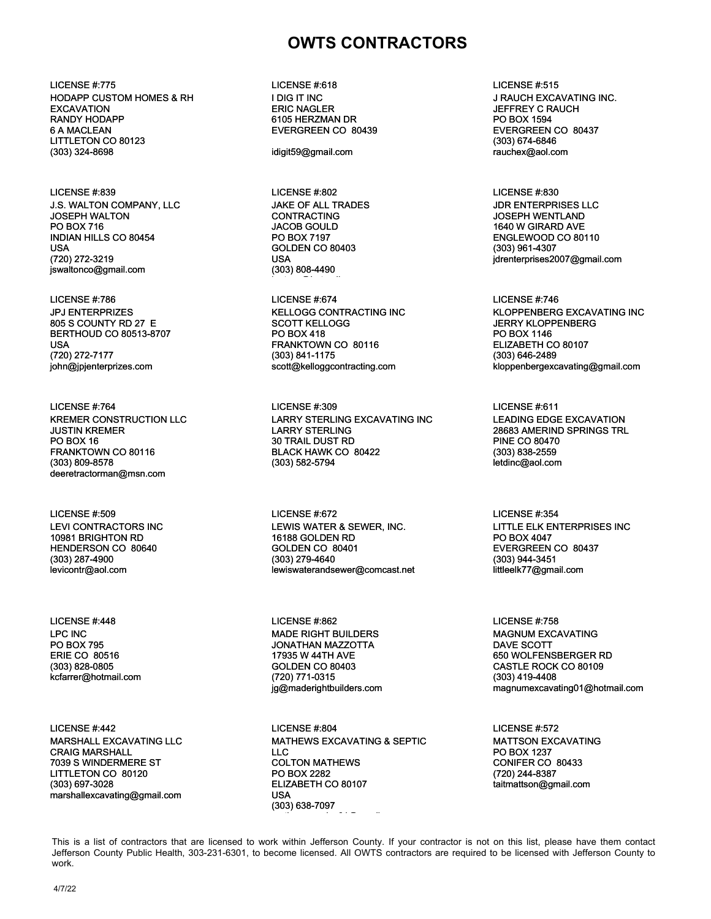# OWTS CONTRACTORS

LICENSE #:775
HODAPP CUSTOM HOMES & RH EXCAVATION
RANDY HODAPP
6 A MACLEAN
LITTLETON CO 80123
(303) 324-8698

LICENSE #:618
I DIG IT INC
ERIC NAGLER
6105 HERZMAN DR
EVERGREEN CO 80439

idigit59@gmail.com

LICENSE #:515
J RAUCH EXCAVATING INC.
JEFFREY C RAUCH
PO BOX 1594
EVERGREEN CO 80437
(303) 674-6846
rauchex@aol.com

LICENSE #:839
J.S. WALTON COMPANY, LLC
JOSEPH WALTON
PO BOX 716
INDIAN HILLS CO 80454
USA
(720) 272-3219
jswaltonco@gmail.com

LICENSE #:802
JAKE OF ALL TRADES CONTRACTING
JACOB GOULD
PO BOX 7197
GOLDEN CO 80403
USA
(303) 808-4490

LICENSE #:830
JDR ENTERPRISES LLC
JOSEPH WENTLAND
1640 W GIRARD AVE
ENGLEWOOD CO 80110
(303) 961-4307
jdrenterprises2007@gmail.com

LICENSE #:786
JPJ ENTERPRIZES
805 S COUNTY RD 27 E
BERTHOUD CO 80513-8707
USA
(720) 272-7177
john@jpjenterprizes.com

LICENSE #:674
KELLOGG CONTRACTING INC
SCOTT KELLOGG
PO BOX 418
FRANKTOWN CO 80116
(303) 841-1175
scott@kelloggcontracting.com

LICENSE #:746
KLOPPENBERG EXCAVATING INC
JERRY KLOPPENBERG
PO BOX 1146
ELIZABETH CO 80107
(303) 646-2489
kloppenbergexcavating@gmail.com

LICENSE #:764
KREMER CONSTRUCTION LLC
JUSTIN KREMER
PO BOX 16
FRANKTOWN CO 80116
(303) 809-8578
deeretractorman@msn.com

LICENSE #:309
LARRY STERLING EXCAVATING INC
LARRY STERLING
30 TRAIL DUST RD
BLACK HAWK CO 80422
(303) 582-5794

LICENSE #:611
LEADING EDGE EXCAVATION
28683 AMERIND SPRINGS TRL
PINE CO 80470
(303) 838-2559
letdinc@aol.com

LICENSE #:509
LEVI CONTRACTORS INC
10981 BRIGHTON RD
HENDERSON CO 80640
(303) 287-4900
levicontr@aol.com

LICENSE #:672
LEWIS WATER & SEWER, INC.
16188 GOLDEN RD
GOLDEN CO 80401
(303) 279-4640
lewiswaterandsewer@comcast.net

LICENSE #:354
LITTLE ELK ENTERPRISES INC
PO BOX 4047
EVERGREEN CO 80437
(303) 944-3451
littleelk77@gmail.com

LICENSE #:448
LPC INC
PO BOX 795
ERIE CO 80516
(303) 828-0805
kcfarrer@hotmail.com

LICENSE #:862
MADE RIGHT BUILDERS
JONATHAN MAZZOTTA
17935 W 44TH AVE
GOLDEN CO 80403
(720) 771-0315
jg@maderightbuilders.com

LICENSE #:758
MAGNUM EXCAVATING
DAVE SCOTT
650 WOLFENSBERGER RD
CASTLE ROCK CO 80109
(303) 419-4408
magnumexcavating01@hotmail.com

LICENSE #:442
MARSHALL EXCAVATING LLC
CRAIG MARSHALL
7039 S WINDERMERE ST
LITTLETON CO 80120
(303) 697-3028
marshallexcavating@gmail.com

LICENSE #:804
MATHEWS EXCAVATING & SEPTIC LLC
COLTON MATHEWS
PO BOX 2282
ELIZABETH CO 80107
USA
(303) 638-7097

LICENSE #:572
MATTSON EXCAVATING
PO BOX 1237
CONIFER CO 80433
(720) 244-8387
taitmattson@gmail.com

This is a list of contractors that are licensed to work within Jefferson County. If your contractor is not on this list, please have them contact Jefferson County Public Health, 303-231-6301, to become licensed. All OWTS contractors are required to be licensed with Jefferson County to work.

4/7/22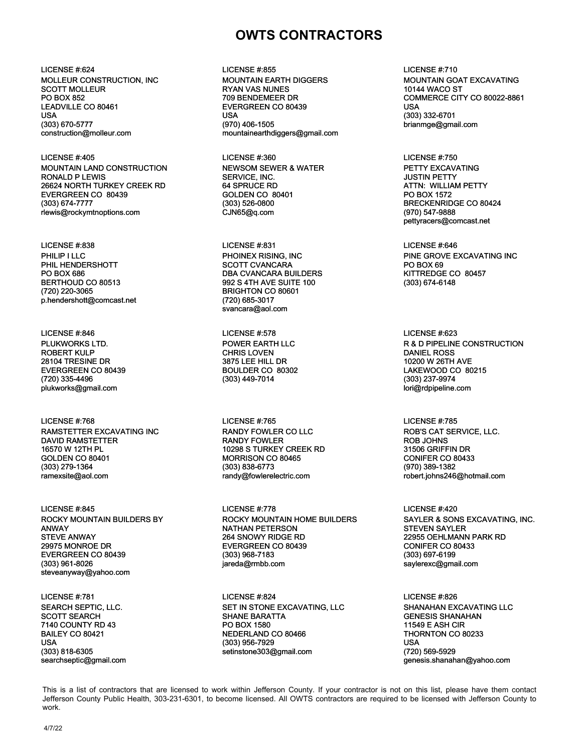# OWTS CONTRACTORS

LICENSE #:624
MOLLEUR CONSTRUCTION, INC
SCOTT MOLLEUR
PO BOX 852
LEADVILLE CO 80461
USA
(303) 670-5777
construction@molleur.com

LICENSE #:855
MOUNTAIN EARTH DIGGERS
RYAN VAS NUNES
709 BENDEMEER DR
EVERGREEN CO 80439
USA
(970) 406-1505
mountainearthdiggers@gmail.com

LICENSE #:710
MOUNTAIN GOAT EXCAVATING
10144 WACO ST
COMMERCE CITY CO 80022-8861
USA
(303) 332-6701
brianmge@gmail.com

LICENSE #:405
MOUNTAIN LAND CONSTRUCTION
RONALD P LEWIS
26624 NORTH TURKEY CREEK RD
EVERGREEN CO 80439
(303) 674-7777
rlewis@rockymtnoptions.com

LICENSE #:360
NEWSOM SEWER & WATER SERVICE, INC.
64 SPRUCE RD
GOLDEN CO 80401
(303) 526-0800
CJN65@q.com

LICENSE #:750
PETTY EXCAVATING
JUSTIN PETTY
ATTN: WILLIAM PETTY
PO BOX 1572
BRECKENRIDGE CO 80424
(970) 547-9888
pettyracers@comcast.net

LICENSE #:838
PHILIP I LLC
PHIL HENDERSHOTT
PO BOX 686
BERTHOUD CO 80513
(720) 220-3065
p.hendershott@comcast.net

LICENSE #:831
PHOINEX RISING, INC
SCOTT CVANCARA
DBA CVANCARA BUILDERS
992 S 4TH AVE SUITE 100
BRIGHTON CO 80601
(720) 685-3017
svancara@aol.com

LICENSE #:646
PINE GROVE EXCAVATING INC
PO BOX 69
KITTREDGE CO 80457
(303) 674-6148

LICENSE #:846
PLUKWORKS LTD.
ROBERT KULP
28104 TRESINE DR
EVERGREEN CO 80439
(720) 335-4496
plukworks@gmail.com

LICENSE #:578
POWER EARTH LLC
CHRIS LOVEN
3875 LEE HILL DR
BOULDER CO 80302
(303) 449-7014

LICENSE #:623
R & D PIPELINE CONSTRUCTION
DANIEL ROSS
10200 W 26TH AVE
LAKEWOOD CO 80215
(303) 237-9974
lori@rdpipeline.com

LICENSE #:768
RAMSTETTER EXCAVATING INC
DAVID RAMSTETTER
16570 W 12TH PL
GOLDEN CO 80401
(303) 279-1364
ramexsite@aol.com

LICENSE #:765
RANDY FOWLER CO LLC
RANDY FOWLER
10298 S TURKEY CREEK RD
MORRISON CO 80465
(303) 838-6773
randy@fowlerelectric.com

LICENSE #:785
ROB'S CAT SERVICE, LLC.
ROB JOHNS
31506 GRIFFIN DR
CONIFER CO 80433
(970) 389-1382
robert.johns246@hotmail.com

LICENSE #:845
ROCKY MOUNTAIN BUILDERS BY ANWAY
STEVE ANWAY
29975 MONROE DR
EVERGREEN CO 80439
(303) 961-8026
steveanyway@yahoo.com

LICENSE #:778
ROCKY MOUNTAIN HOME BUILDERS
NATHAN PETERSON
264 SNOWY RIDGE RD
EVERGREEN CO 80439
(303) 968-7183
jareda@rmbb.com

LICENSE #:420
SAYLER & SONS EXCAVATING, INC.
STEVEN SAYLER
22955 OEHLMANN PARK RD
CONIFER CO 80433
(303) 697-6199
saylerexc@gmail.com

LICENSE #:781
SEARCH SEPTIC, LLC.
SCOTT SEARCH
7140 COUNTY RD 43
BAILEY CO 80421
USA
(303) 818-6305
searchseptic@gmail.com

LICENSE #:824
SET IN STONE EXCAVATING, LLC
SHANE BARATTA
PO BOX 1580
NEDERLAND CO 80466
(303) 956-7929
setinstone303@gmail.com

LICENSE #:826
SHANAHAN EXCAVATING LLC
GENESIS SHANAHAN
11549 E ASH CIR
THORNTON CO 80233
USA
(720) 569-5929
genesis.shanahan@yahoo.com

This is a list of contractors that are licensed to work within Jefferson County. If your contractor is not on this list, please have them contact Jefferson County Public Health, 303-231-6301, to become licensed. All OWTS contractors are required to be licensed with Jefferson County to work.

4/7/22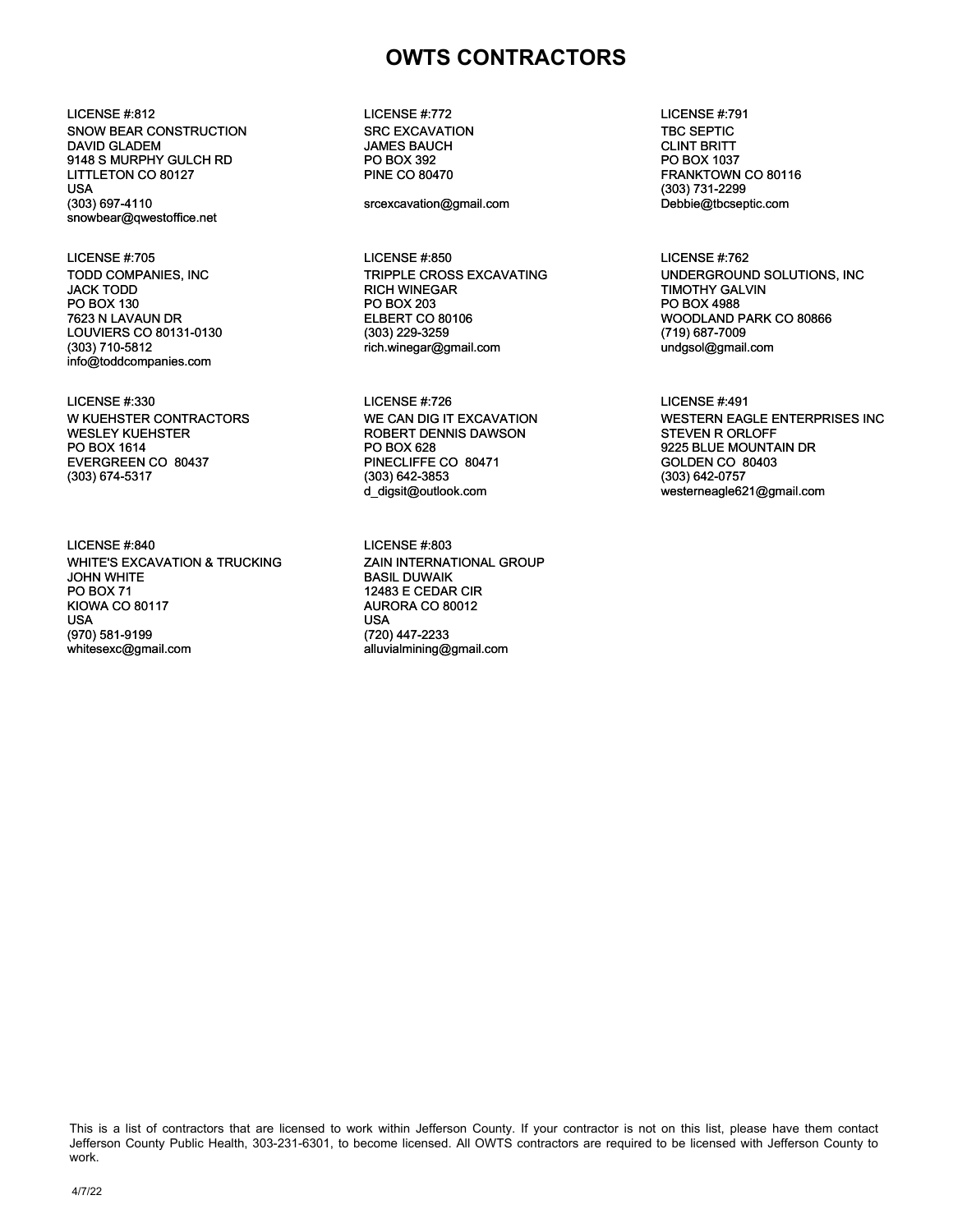# OWTS CONTRACTORS

LICENSE #:812
SNOW BEAR CONSTRUCTION
DAVID GLADEM
9148 S MURPHY GULCH RD
LITTLETON CO 80127
USA
(303) 697-4110
snowbear@qwestoffice.net

LICENSE #:772
SRC EXCAVATION
JAMES BAUCH
PO BOX 392
PINE CO 80470

srcexcavation@gmail.com

LICENSE #:791
TBC SEPTIC
CLINT BRITT
PO BOX 1037
FRANKTOWN CO 80116
(303) 731-2299
Debbie@tbcseptic.com

LICENSE #:705
TODD COMPANIES, INC
JACK TODD
PO BOX 130
7623 N LAVAUN DR
LOUVIERS CO 80131-0130
(303) 710-5812
info@toddcompanies.com

LICENSE #:850
TRIPPLE CROSS EXCAVATING
RICH WINEGAR
PO BOX 203
ELBERT CO 80106
(303) 229-3259
rich.winegar@gmail.com

LICENSE #:762
UNDERGROUND SOLUTIONS, INC
TIMOTHY GALVIN
PO BOX 4988
WOODLAND PARK CO 80866
(719) 687-7009
undgsol@gmail.com

LICENSE #:330
W KUEHSTER CONTRACTORS
WESLEY KUEHSTER
PO BOX 1614
EVERGREEN CO 80437
(303) 674-5317

LICENSE #:726
WE CAN DIG IT EXCAVATION
ROBERT DENNIS DAWSON
PO BOX 628
PINECLIFFE CO 80471
(303) 642-3853
d_digsit@outlook.com

LICENSE #:491
WESTERN EAGLE ENTERPRISES INC
STEVEN R ORLOFF
9225 BLUE MOUNTAIN DR
GOLDEN CO 80403
(303) 642-0757
westerneagle621@gmail.com

LICENSE #:840
WHITE'S EXCAVATION & TRUCKING
JOHN WHITE
PO BOX 71
KIOWA CO 80117
USA
(970) 581-9199
whitesexc@gmail.com

LICENSE #:803
ZAIN INTERNATIONAL GROUP
BASIL DUWAIK
12483 E CEDAR CIR
AURORA CO 80012
USA
(720) 447-2233
alluvialmining@gmail.com

This is a list of contractors that are licensed to work within Jefferson County. If your contractor is not on this list, please have them contact Jefferson County Public Health, 303-231-6301, to become licensed. All OWTS contractors are required to be licensed with Jefferson County to work.

4/7/22